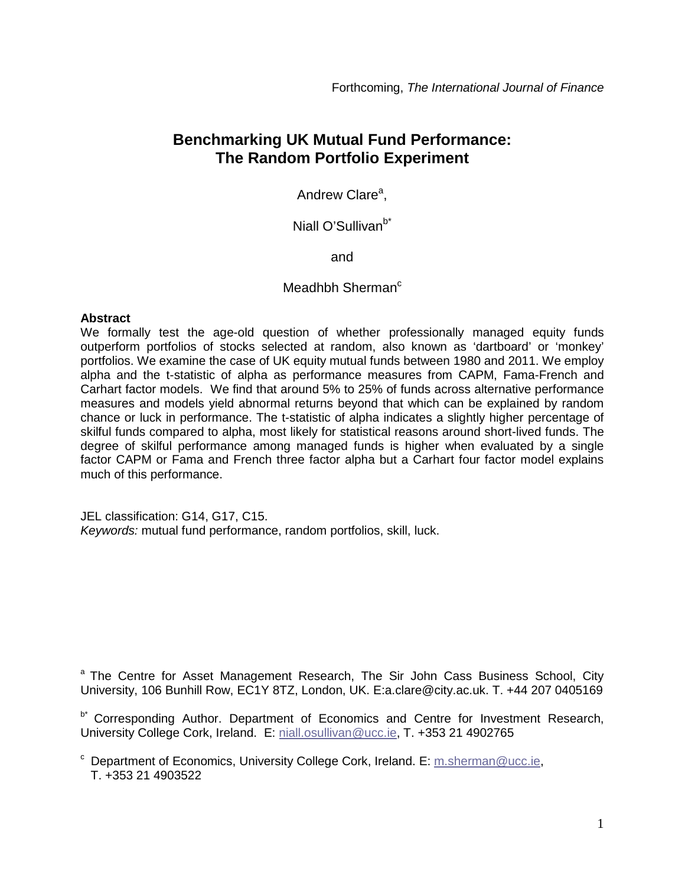Forthcoming, *The International Journal of Finance*

# Benchmarking UK Mutual Fund Performance: The Random Portfolio Experiment

Andrew Clare[a],

Niall O'Sullivan[b*]

and

Meadhbh Sherman[c]

**Abstract**

We formally test the age-old question of whether professionally managed equity funds outperform portfolios of stocks selected at random, also known as 'dartboard' or 'monkey' portfolios. We examine the case of UK equity mutual funds between 1980 and 2011. We employ alpha and the t-statistic of alpha as performance measures from CAPM, Fama-French and Carhart factor models. We find that around 5% to 25% of funds across alternative performance measures and models yield abnormal returns beyond that which can be explained by random chance or luck in performance. The t-statistic of alpha indicates a slightly higher percentage of skilful funds compared to alpha, most likely for statistical reasons around short-lived funds. The degree of skilful performance among managed funds is higher when evaluated by a single factor CAPM or Fama and French three factor alpha but a Carhart four factor model explains much of this performance.

JEL classification: G14, G17, C15.
*Keywords:* mutual fund performance, random portfolios, skill, luck.

[a] The Centre for Asset Management Research, The Sir John Cass Business School, City University, 106 Bunhill Row, EC1Y 8TZ, London, UK. E:a.clare@city.ac.uk. T. +44 207 0405169

[b*] Corresponding Author. Department of Economics and Centre for Investment Research, University College Cork, Ireland. E: niall.osullivan@ucc.ie, T. +353 21 4902765

[c] Department of Economics, University College Cork, Ireland. E: m.sherman@ucc.ie, T. +353 21 4903522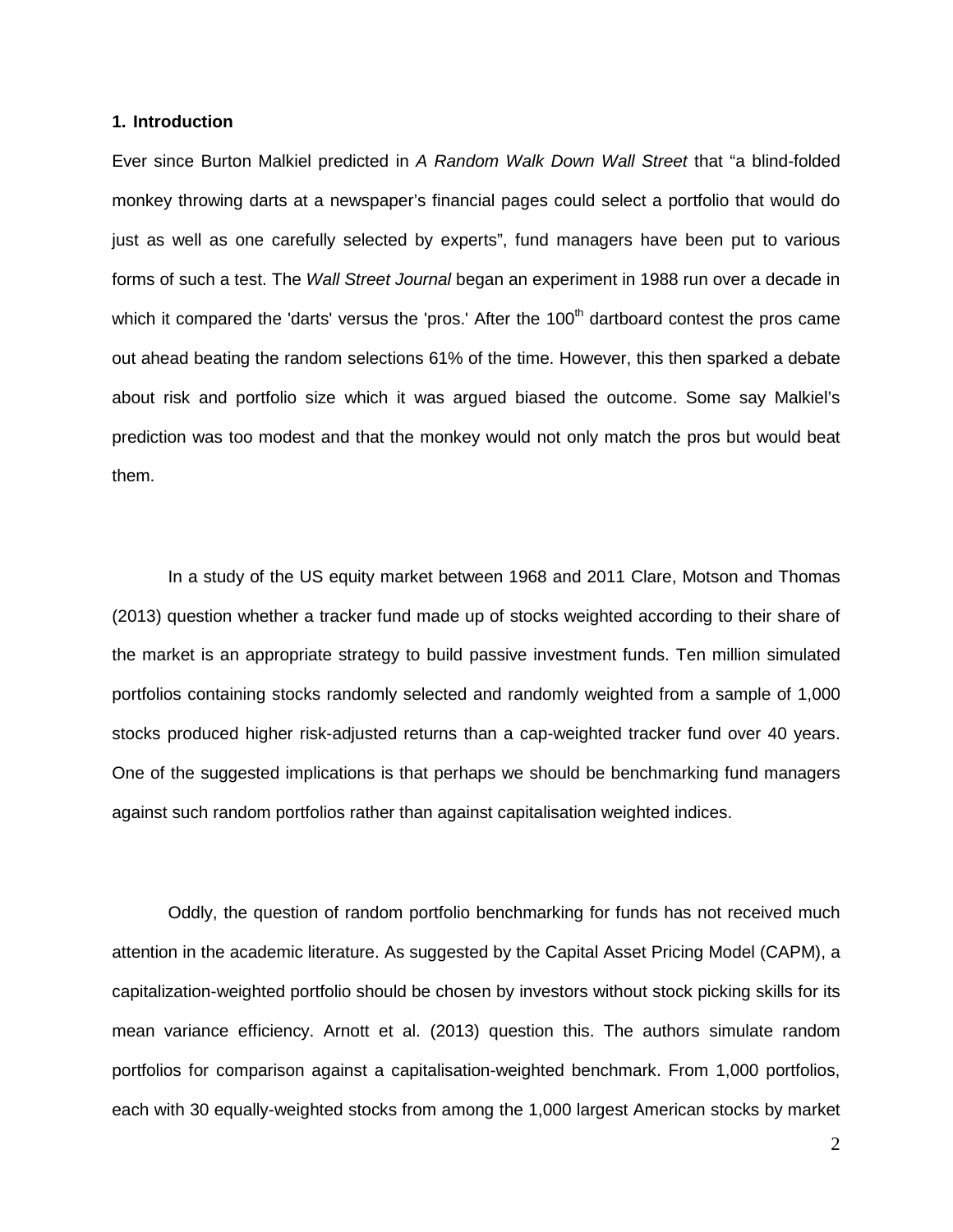## 1. Introduction

Ever since Burton Malkiel predicted in *A Random Walk Down Wall Street* that "a blind-folded monkey throwing darts at a newspaper's financial pages could select a portfolio that would do just as well as one carefully selected by experts", fund managers have been put to various forms of such a test. The *Wall Street Journal* began an experiment in 1988 run over a decade in which it compared the 'darts' versus the 'pros.' After the 100th dartboard contest the pros came out ahead beating the random selections 61% of the time. However, this then sparked a debate about risk and portfolio size which it was argued biased the outcome. Some say Malkiel's prediction was too modest and that the monkey would not only match the pros but would beat them.

In a study of the US equity market between 1968 and 2011 Clare, Motson and Thomas (2013) question whether a tracker fund made up of stocks weighted according to their share of the market is an appropriate strategy to build passive investment funds. Ten million simulated portfolios containing stocks randomly selected and randomly weighted from a sample of 1,000 stocks produced higher risk-adjusted returns than a cap-weighted tracker fund over 40 years. One of the suggested implications is that perhaps we should be benchmarking fund managers against such random portfolios rather than against capitalisation weighted indices.

Oddly, the question of random portfolio benchmarking for funds has not received much attention in the academic literature. As suggested by the Capital Asset Pricing Model (CAPM), a capitalization-weighted portfolio should be chosen by investors without stock picking skills for its mean variance efficiency. Arnott et al. (2013) question this. The authors simulate random portfolios for comparison against a capitalisation-weighted benchmark. From 1,000 portfolios, each with 30 equally-weighted stocks from among the 1,000 largest American stocks by market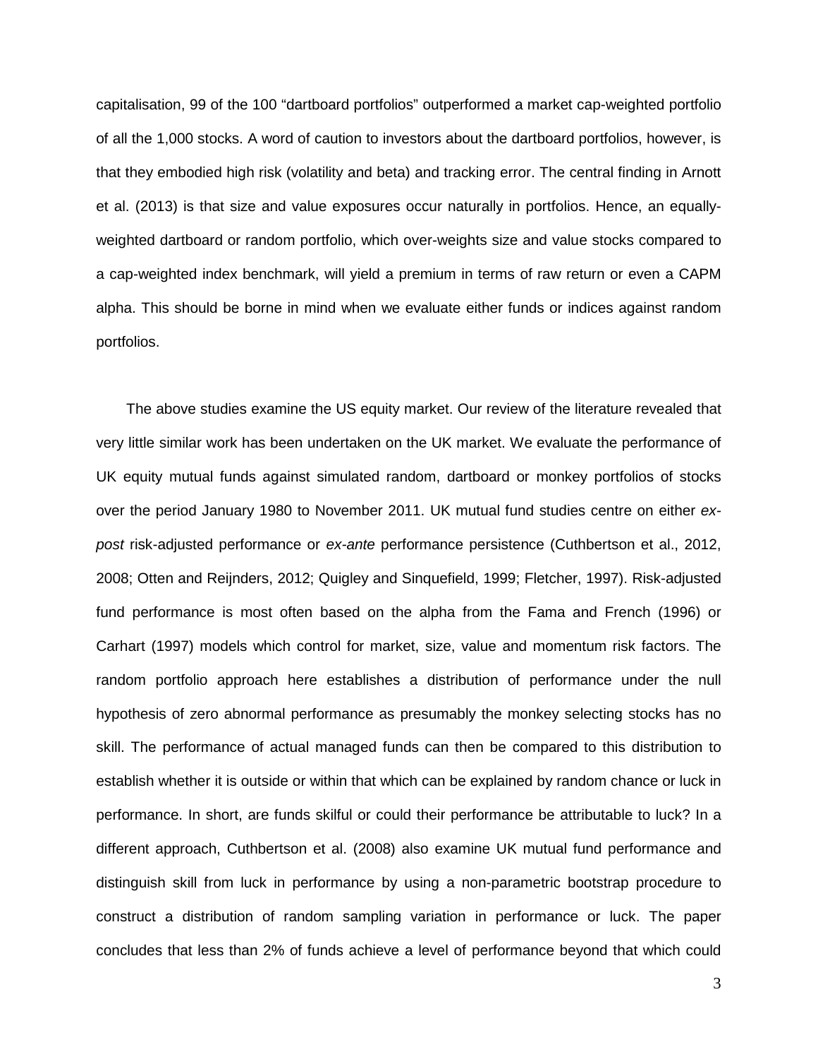capitalisation, 99 of the 100 “dartboard portfolios” outperformed a market cap-weighted portfolio of all the 1,000 stocks. A word of caution to investors about the dartboard portfolios, however, is that they embodied high risk (volatility and beta) and tracking error. The central finding in Arnott et al. (2013) is that size and value exposures occur naturally in portfolios. Hence, an equally-weighted dartboard or random portfolio, which over-weights size and value stocks compared to a cap-weighted index benchmark, will yield a premium in terms of raw return or even a CAPM alpha. This should be borne in mind when we evaluate either funds or indices against random portfolios.

The above studies examine the US equity market. Our review of the literature revealed that very little similar work has been undertaken on the UK market. We evaluate the performance of UK equity mutual funds against simulated random, dartboard or monkey portfolios of stocks over the period January 1980 to November 2011. UK mutual fund studies centre on either *ex-post* risk-adjusted performance or *ex-ante* performance persistence (Cuthbertson et al., 2012, 2008; Otten and Reijnders, 2012; Quigley and Sinquefield, 1999; Fletcher, 1997). Risk-adjusted fund performance is most often based on the alpha from the Fama and French (1996) or Carhart (1997) models which control for market, size, value and momentum risk factors. The random portfolio approach here establishes a distribution of performance under the null hypothesis of zero abnormal performance as presumably the monkey selecting stocks has no skill. The performance of actual managed funds can then be compared to this distribution to establish whether it is outside or within that which can be explained by random chance or luck in performance. In short, are funds skilful or could their performance be attributable to luck? In a different approach, Cuthbertson et al. (2008) also examine UK mutual fund performance and distinguish skill from luck in performance by using a non-parametric bootstrap procedure to construct a distribution of random sampling variation in performance or luck. The paper concludes that less than 2% of funds achieve a level of performance beyond that which could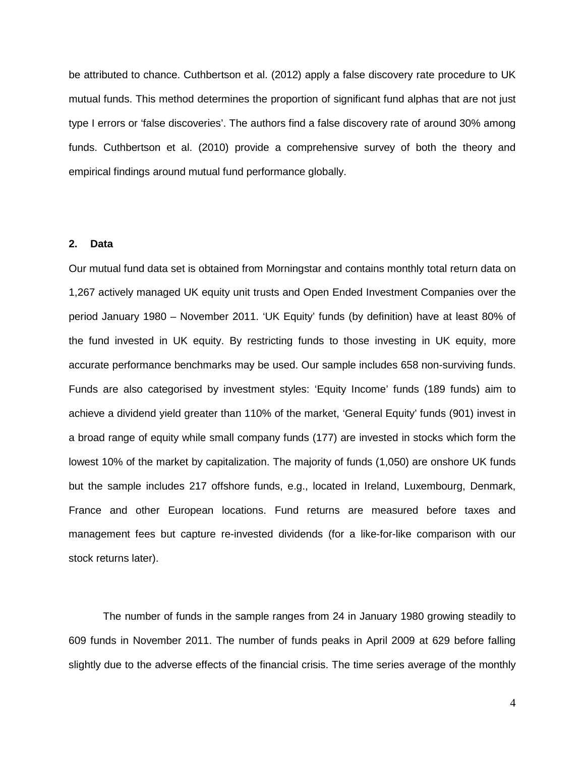be attributed to chance. Cuthbertson et al. (2012) apply a false discovery rate procedure to UK mutual funds. This method determines the proportion of significant fund alphas that are not just type I errors or 'false discoveries'. The authors find a false discovery rate of around 30% among funds. Cuthbertson et al. (2010) provide a comprehensive survey of both the theory and empirical findings around mutual fund performance globally.

## 2. Data

Our mutual fund data set is obtained from Morningstar and contains monthly total return data on 1,267 actively managed UK equity unit trusts and Open Ended Investment Companies over the period January 1980 – November 2011. 'UK Equity' funds (by definition) have at least 80% of the fund invested in UK equity. By restricting funds to those investing in UK equity, more accurate performance benchmarks may be used. Our sample includes 658 non-surviving funds. Funds are also categorised by investment styles: 'Equity Income' funds (189 funds) aim to achieve a dividend yield greater than 110% of the market, 'General Equity' funds (901) invest in a broad range of equity while small company funds (177) are invested in stocks which form the lowest 10% of the market by capitalization. The majority of funds (1,050) are onshore UK funds but the sample includes 217 offshore funds, e.g., located in Ireland, Luxembourg, Denmark, France and other European locations. Fund returns are measured before taxes and management fees but capture re-invested dividends (for a like-for-like comparison with our stock returns later).

The number of funds in the sample ranges from 24 in January 1980 growing steadily to 609 funds in November 2011. The number of funds peaks in April 2009 at 629 before falling slightly due to the adverse effects of the financial crisis. The time series average of the monthly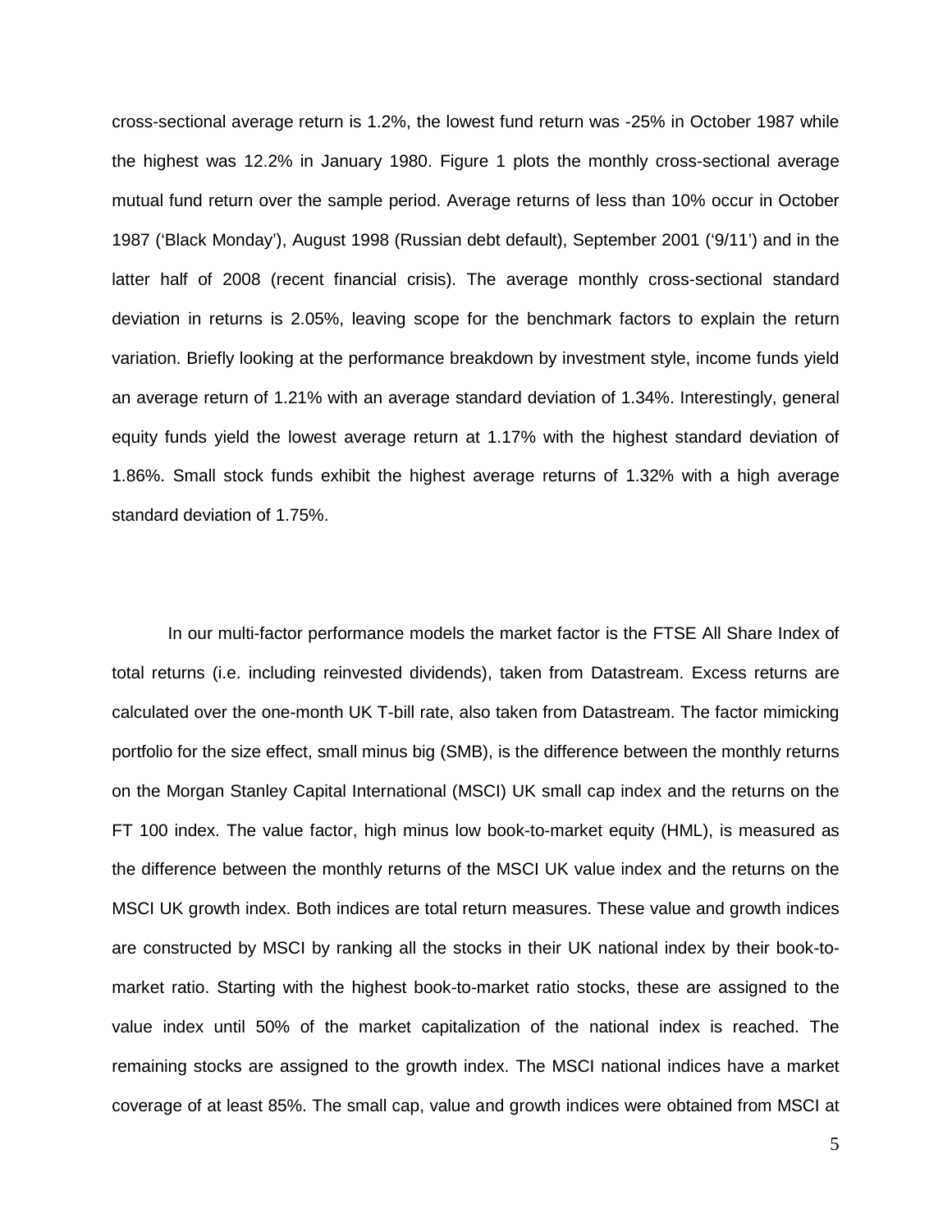cross-sectional average return is 1.2%, the lowest fund return was -25% in October 1987 while the highest was 12.2% in January 1980. Figure 1 plots the monthly cross-sectional average mutual fund return over the sample period. Average returns of less than 10% occur in October 1987 ('Black Monday'), August 1998 (Russian debt default), September 2001 ('9/11') and in the latter half of 2008 (recent financial crisis). The average monthly cross-sectional standard deviation in returns is 2.05%, leaving scope for the benchmark factors to explain the return variation. Briefly looking at the performance breakdown by investment style, income funds yield an average return of 1.21% with an average standard deviation of 1.34%. Interestingly, general equity funds yield the lowest average return at 1.17% with the highest standard deviation of 1.86%. Small stock funds exhibit the highest average returns of 1.32% with a high average standard deviation of 1.75%.

In our multi-factor performance models the market factor is the FTSE All Share Index of total returns (i.e. including reinvested dividends), taken from Datastream. Excess returns are calculated over the one-month UK T-bill rate, also taken from Datastream. The factor mimicking portfolio for the size effect, small minus big (SMB), is the difference between the monthly returns on the Morgan Stanley Capital International (MSCI) UK small cap index and the returns on the FT 100 index. The value factor, high minus low book-to-market equity (HML), is measured as the difference between the monthly returns of the MSCI UK value index and the returns on the MSCI UK growth index. Both indices are total return measures. These value and growth indices are constructed by MSCI by ranking all the stocks in their UK national index by their book-to-market ratio. Starting with the highest book-to-market ratio stocks, these are assigned to the value index until 50% of the market capitalization of the national index is reached. The remaining stocks are assigned to the growth index. The MSCI national indices have a market coverage of at least 85%. The small cap, value and growth indices were obtained from MSCI at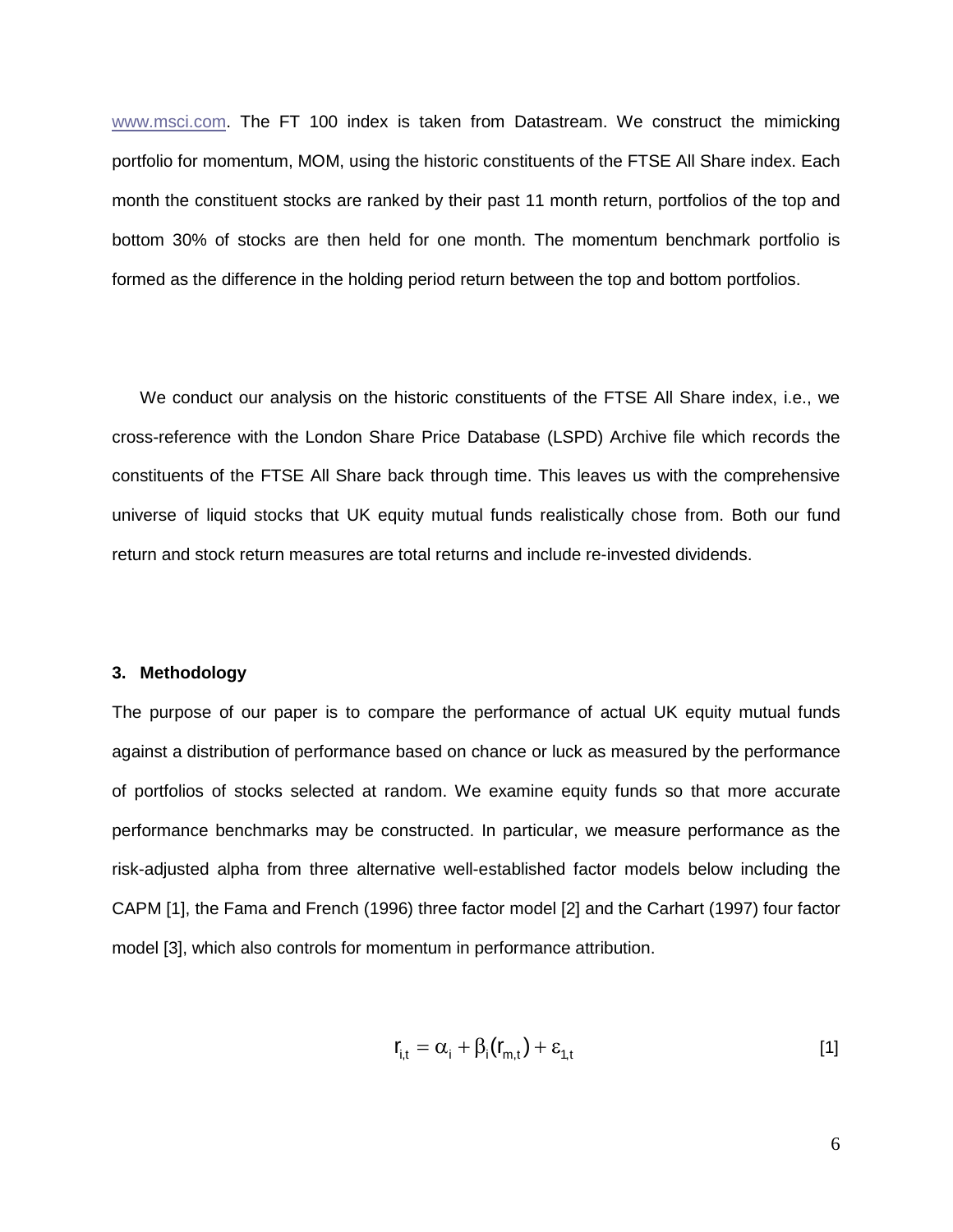www.msci.com. The FT 100 index is taken from Datastream. We construct the mimicking portfolio for momentum, MOM, using the historic constituents of the FTSE All Share index. Each month the constituent stocks are ranked by their past 11 month return, portfolios of the top and bottom 30% of stocks are then held for one month. The momentum benchmark portfolio is formed as the difference in the holding period return between the top and bottom portfolios.

We conduct our analysis on the historic constituents of the FTSE All Share index, i.e., we cross-reference with the London Share Price Database (LSPD) Archive file which records the constituents of the FTSE All Share back through time. This leaves us with the comprehensive universe of liquid stocks that UK equity mutual funds realistically chose from. Both our fund return and stock return measures are total returns and include re-invested dividends.

## 3. Methodology

The purpose of our paper is to compare the performance of actual UK equity mutual funds against a distribution of performance based on chance or luck as measured by the performance of portfolios of stocks selected at random. We examine equity funds so that more accurate performance benchmarks may be constructed. In particular, we measure performance as the risk-adjusted alpha from three alternative well-established factor models below including the CAPM [1], the Fama and French (1996) three factor model [2] and the Carhart (1997) four factor model [3], which also controls for momentum in performance attribution.

$$r_{i,t} = \alpha_i + \beta_i(r_{m,t}) + \varepsilon_{1,t} \qquad [1]$$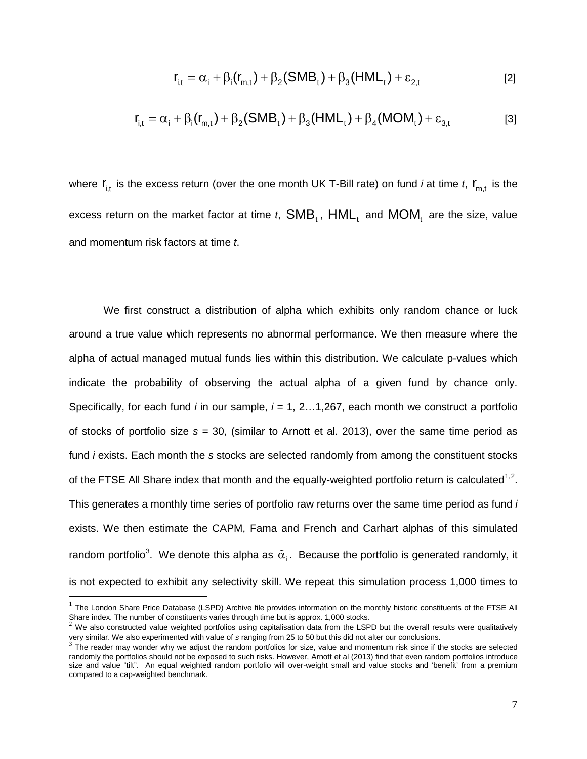$$r_{i,t} = \alpha_i + \beta_i(r_{m,t}) + \beta_2(SMB_t) + \beta_3(HML_t) + \varepsilon_{2,t} \qquad [2]$$

$$r_{i,t} = \alpha_i + \beta_i(r_{m,t}) + \beta_2(SMB_t) + \beta_3(HML_t) + \beta_4(MOM_t) + \varepsilon_{3,t} \qquad [3]$$

where $r_{i,t}$ is the excess return (over the one month UK T-Bill rate) on fund *i* at time *t*, $r_{m,t}$ is the excess return on the market factor at time *t*, $SMB_t$, $HML_t$ and $MOM_t$ are the size, value and momentum risk factors at time *t*.

We first construct a distribution of alpha which exhibits only random chance or luck around a true value which represents no abnormal performance. We then measure where the alpha of actual managed mutual funds lies within this distribution. We calculate p-values which indicate the probability of observing the actual alpha of a given fund by chance only. Specifically, for each fund *i* in our sample, *i* = 1, 2…1,267, each month we construct a portfolio of stocks of portfolio size *s* = 30, (similar to Arnott et al. 2013), over the same time period as fund *i* exists. Each month the *s* stocks are selected randomly from among the constituent stocks of the FTSE All Share index that month and the equally-weighted portfolio return is calculated[1,2]. This generates a monthly time series of portfolio raw returns over the same time period as fund *i* exists. We then estimate the CAPM, Fama and French and Carhart alphas of this simulated random portfolio[3]. We denote this alpha as $\tilde{\alpha}_i$. Because the portfolio is generated randomly, it is not expected to exhibit any selectivity skill. We repeat this simulation process 1,000 times to

---

[1] The London Share Price Database (LSPD) Archive file provides information on the monthly historic constituents of the FTSE All Share index. The number of constituents varies through time but is approx. 1,000 stocks.

[2] We also constructed value weighted portfolios using capitalisation data from the LSPD but the overall results were qualitatively very similar. We also experimented with value of *s* ranging from 25 to 50 but this did not alter our conclusions.

[3] The reader may wonder why we adjust the random portfolios for size, value and momentum risk since if the stocks are selected randomly the portfolios should not be exposed to such risks. However, Arnott et al (2013) find that even random portfolios introduce size and value "tilt". An equal weighted random portfolio will over-weight small and value stocks and 'benefit' from a premium compared to a cap-weighted benchmark.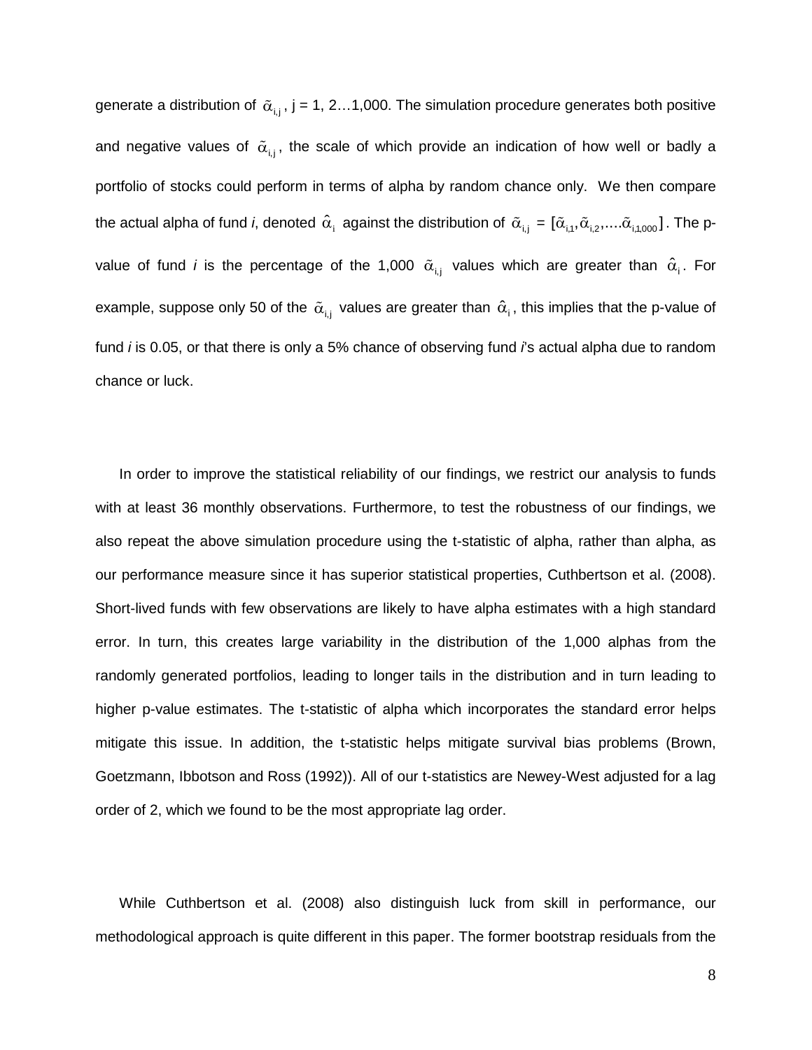generate a distribution of $\tilde{\alpha}_{i,j}$, j = 1, 2…1,000. The simulation procedure generates both positive and negative values of $\tilde{\alpha}_{i,j}$, the scale of which provide an indication of how well or badly a portfolio of stocks could perform in terms of alpha by random chance only. We then compare the actual alpha of fund *i*, denoted $\hat{\alpha}_i$ against the distribution of $\tilde{\alpha}_{i,j} = [\tilde{\alpha}_{i,1}, \tilde{\alpha}_{i,2}, \ldots \tilde{\alpha}_{i,1000}]$. The p-value of fund *i* is the percentage of the 1,000 $\tilde{\alpha}_{i,j}$ values which are greater than $\hat{\alpha}_i$. For example, suppose only 50 of the $\tilde{\alpha}_{i,j}$ values are greater than $\hat{\alpha}_i$, this implies that the p-value of fund *i* is 0.05, or that there is only a 5% chance of observing fund *i*'s actual alpha due to random chance or luck.

In order to improve the statistical reliability of our findings, we restrict our analysis to funds with at least 36 monthly observations. Furthermore, to test the robustness of our findings, we also repeat the above simulation procedure using the t-statistic of alpha, rather than alpha, as our performance measure since it has superior statistical properties, Cuthbertson et al. (2008). Short-lived funds with few observations are likely to have alpha estimates with a high standard error. In turn, this creates large variability in the distribution of the 1,000 alphas from the randomly generated portfolios, leading to longer tails in the distribution and in turn leading to higher p-value estimates. The t-statistic of alpha which incorporates the standard error helps mitigate this issue. In addition, the t-statistic helps mitigate survival bias problems (Brown, Goetzmann, Ibbotson and Ross (1992)). All of our t-statistics are Newey-West adjusted for a lag order of 2, which we found to be the most appropriate lag order.

While Cuthbertson et al. (2008) also distinguish luck from skill in performance, our methodological approach is quite different in this paper. The former bootstrap residuals from the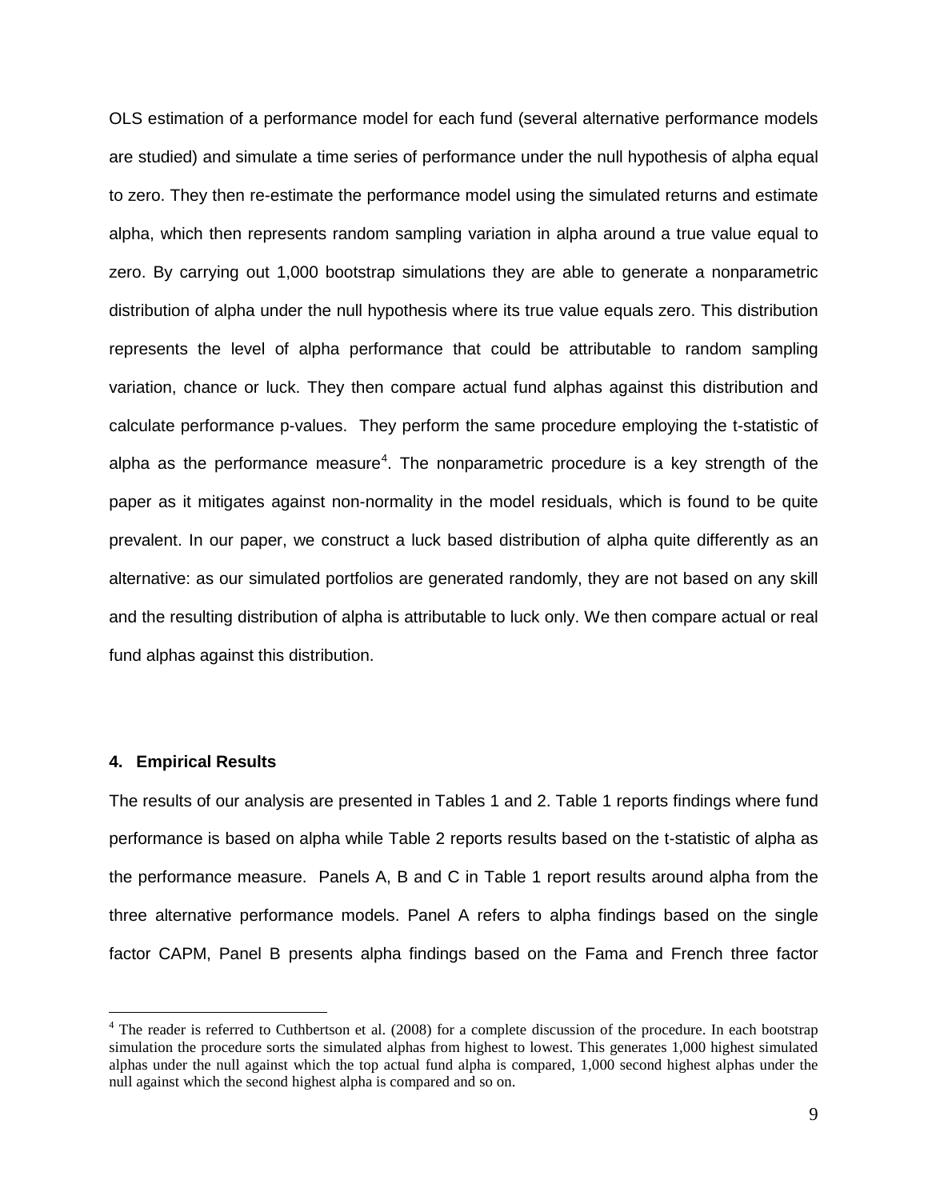OLS estimation of a performance model for each fund (several alternative performance models are studied) and simulate a time series of performance under the null hypothesis of alpha equal to zero. They then re-estimate the performance model using the simulated returns and estimate alpha, which then represents random sampling variation in alpha around a true value equal to zero. By carrying out 1,000 bootstrap simulations they are able to generate a nonparametric distribution of alpha under the null hypothesis where its true value equals zero. This distribution represents the level of alpha performance that could be attributable to random sampling variation, chance or luck. They then compare actual fund alphas against this distribution and calculate performance p-values. They perform the same procedure employing the t-statistic of alpha as the performance measure[4]. The nonparametric procedure is a key strength of the paper as it mitigates against non-normality in the model residuals, which is found to be quite prevalent. In our paper, we construct a luck based distribution of alpha quite differently as an alternative: as our simulated portfolios are generated randomly, they are not based on any skill and the resulting distribution of alpha is attributable to luck only. We then compare actual or real fund alphas against this distribution.

### 4. Empirical Results

The results of our analysis are presented in Tables 1 and 2. Table 1 reports findings where fund performance is based on alpha while Table 2 reports results based on the t-statistic of alpha as the performance measure. Panels A, B and C in Table 1 report results around alpha from the three alternative performance models. Panel A refers to alpha findings based on the single factor CAPM, Panel B presents alpha findings based on the Fama and French three factor

---

[4] The reader is referred to Cuthbertson et al. (2008) for a complete discussion of the procedure. In each bootstrap simulation the procedure sorts the simulated alphas from highest to lowest. This generates 1,000 highest simulated alphas under the null against which the top actual fund alpha is compared, 1,000 second highest alphas under the null against which the second highest alpha is compared and so on.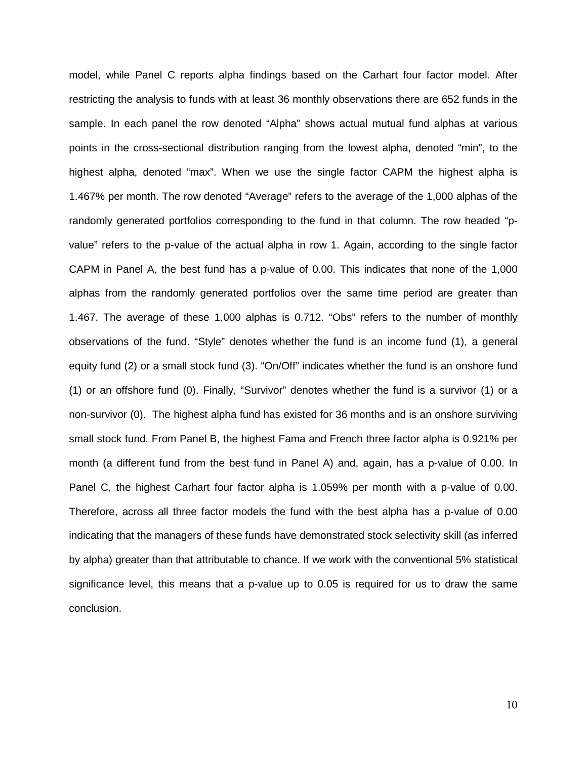model, while Panel C reports alpha findings based on the Carhart four factor model. After restricting the analysis to funds with at least 36 monthly observations there are 652 funds in the sample. In each panel the row denoted "Alpha" shows actual mutual fund alphas at various points in the cross-sectional distribution ranging from the lowest alpha, denoted "min", to the highest alpha, denoted "max". When we use the single factor CAPM the highest alpha is 1.467% per month. The row denoted "Average" refers to the average of the 1,000 alphas of the randomly generated portfolios corresponding to the fund in that column. The row headed "p-value" refers to the p-value of the actual alpha in row 1. Again, according to the single factor CAPM in Panel A, the best fund has a p-value of 0.00. This indicates that none of the 1,000 alphas from the randomly generated portfolios over the same time period are greater than 1.467. The average of these 1,000 alphas is 0.712. "Obs" refers to the number of monthly observations of the fund. "Style" denotes whether the fund is an income fund (1), a general equity fund (2) or a small stock fund (3). "On/Off" indicates whether the fund is an onshore fund (1) or an offshore fund (0). Finally, "Survivor" denotes whether the fund is a survivor (1) or a non-survivor (0). The highest alpha fund has existed for 36 months and is an onshore surviving small stock fund. From Panel B, the highest Fama and French three factor alpha is 0.921% per month (a different fund from the best fund in Panel A) and, again, has a p-value of 0.00. In Panel C, the highest Carhart four factor alpha is 1.059% per month with a p-value of 0.00. Therefore, across all three factor models the fund with the best alpha has a p-value of 0.00 indicating that the managers of these funds have demonstrated stock selectivity skill (as inferred by alpha) greater than that attributable to chance. If we work with the conventional 5% statistical significance level, this means that a p-value up to 0.05 is required for us to draw the same conclusion.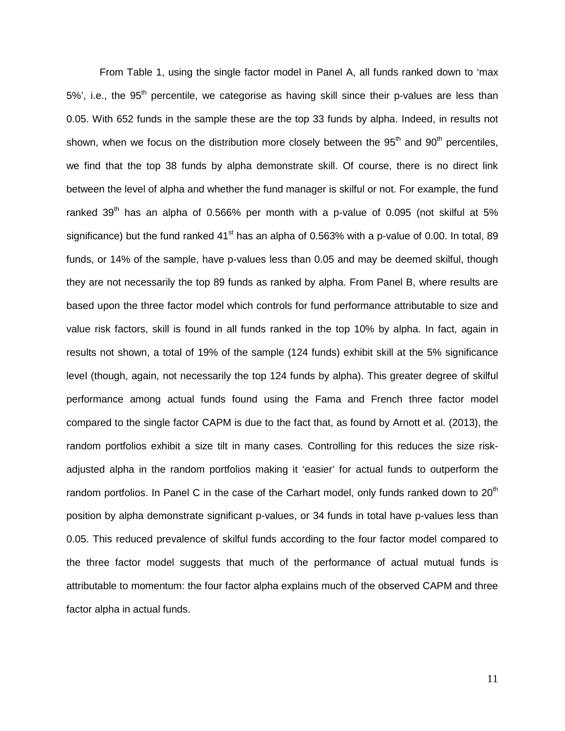From Table 1, using the single factor model in Panel A, all funds ranked down to 'max 5%', i.e., the 95$^{th}$ percentile, we categorise as having skill since their p-values are less than 0.05. With 652 funds in the sample these are the top 33 funds by alpha. Indeed, in results not shown, when we focus on the distribution more closely between the 95$^{th}$ and 90$^{th}$ percentiles, we find that the top 38 funds by alpha demonstrate skill. Of course, there is no direct link between the level of alpha and whether the fund manager is skilful or not. For example, the fund ranked 39$^{th}$ has an alpha of 0.566% per month with a p-value of 0.095 (not skilful at 5% significance) but the fund ranked 41$^{st}$ has an alpha of 0.563% with a p-value of 0.00. In total, 89 funds, or 14% of the sample, have p-values less than 0.05 and may be deemed skilful, though they are not necessarily the top 89 funds as ranked by alpha. From Panel B, where results are based upon the three factor model which controls for fund performance attributable to size and value risk factors, skill is found in all funds ranked in the top 10% by alpha. In fact, again in results not shown, a total of 19% of the sample (124 funds) exhibit skill at the 5% significance level (though, again, not necessarily the top 124 funds by alpha). This greater degree of skilful performance among actual funds found using the Fama and French three factor model compared to the single factor CAPM is due to the fact that, as found by Arnott et al. (2013), the random portfolios exhibit a size tilt in many cases. Controlling for this reduces the size risk-adjusted alpha in the random portfolios making it 'easier' for actual funds to outperform the random portfolios. In Panel C in the case of the Carhart model, only funds ranked down to 20$^{th}$ position by alpha demonstrate significant p-values, or 34 funds in total have p-values less than 0.05. This reduced prevalence of skilful funds according to the four factor model compared to the three factor model suggests that much of the performance of actual mutual funds is attributable to momentum: the four factor alpha explains much of the observed CAPM and three factor alpha in actual funds.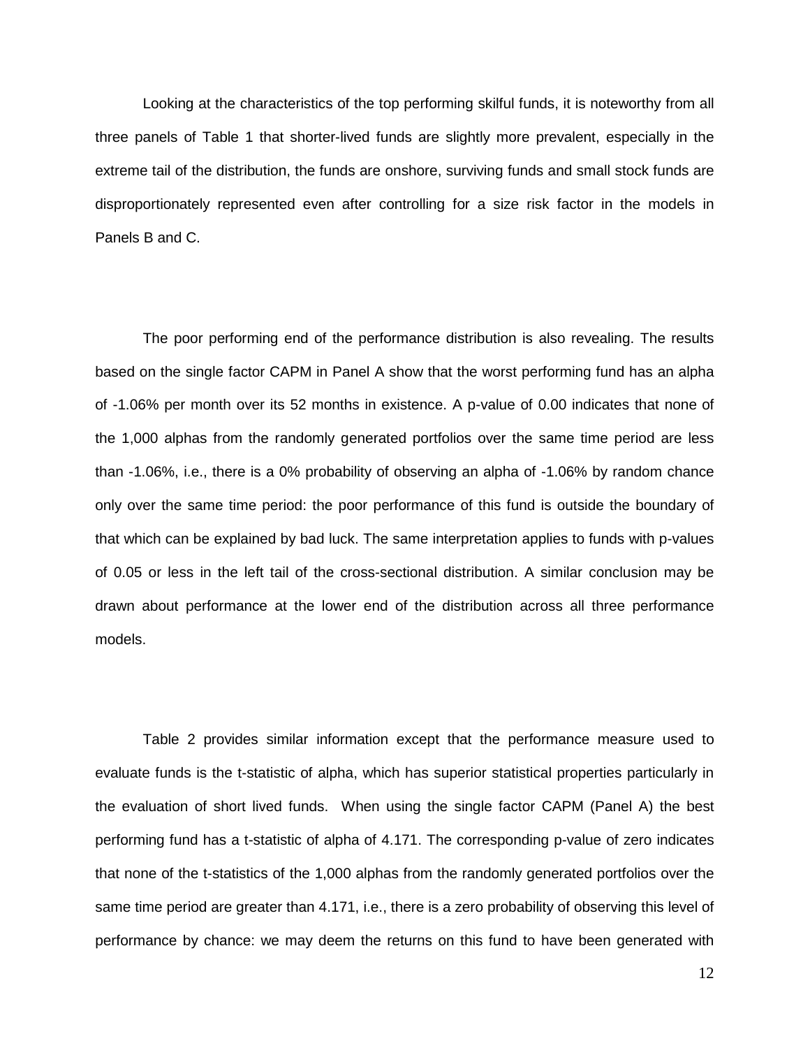Looking at the characteristics of the top performing skilful funds, it is noteworthy from all three panels of Table 1 that shorter-lived funds are slightly more prevalent, especially in the extreme tail of the distribution, the funds are onshore, surviving funds and small stock funds are disproportionately represented even after controlling for a size risk factor in the models in Panels B and C.

The poor performing end of the performance distribution is also revealing. The results based on the single factor CAPM in Panel A show that the worst performing fund has an alpha of -1.06% per month over its 52 months in existence. A p-value of 0.00 indicates that none of the 1,000 alphas from the randomly generated portfolios over the same time period are less than -1.06%, i.e., there is a 0% probability of observing an alpha of -1.06% by random chance only over the same time period: the poor performance of this fund is outside the boundary of that which can be explained by bad luck. The same interpretation applies to funds with p-values of 0.05 or less in the left tail of the cross-sectional distribution. A similar conclusion may be drawn about performance at the lower end of the distribution across all three performance models.

Table 2 provides similar information except that the performance measure used to evaluate funds is the t-statistic of alpha, which has superior statistical properties particularly in the evaluation of short lived funds. When using the single factor CAPM (Panel A) the best performing fund has a t-statistic of alpha of 4.171. The corresponding p-value of zero indicates that none of the t-statistics of the 1,000 alphas from the randomly generated portfolios over the same time period are greater than 4.171, i.e., there is a zero probability of observing this level of performance by chance: we may deem the returns on this fund to have been generated with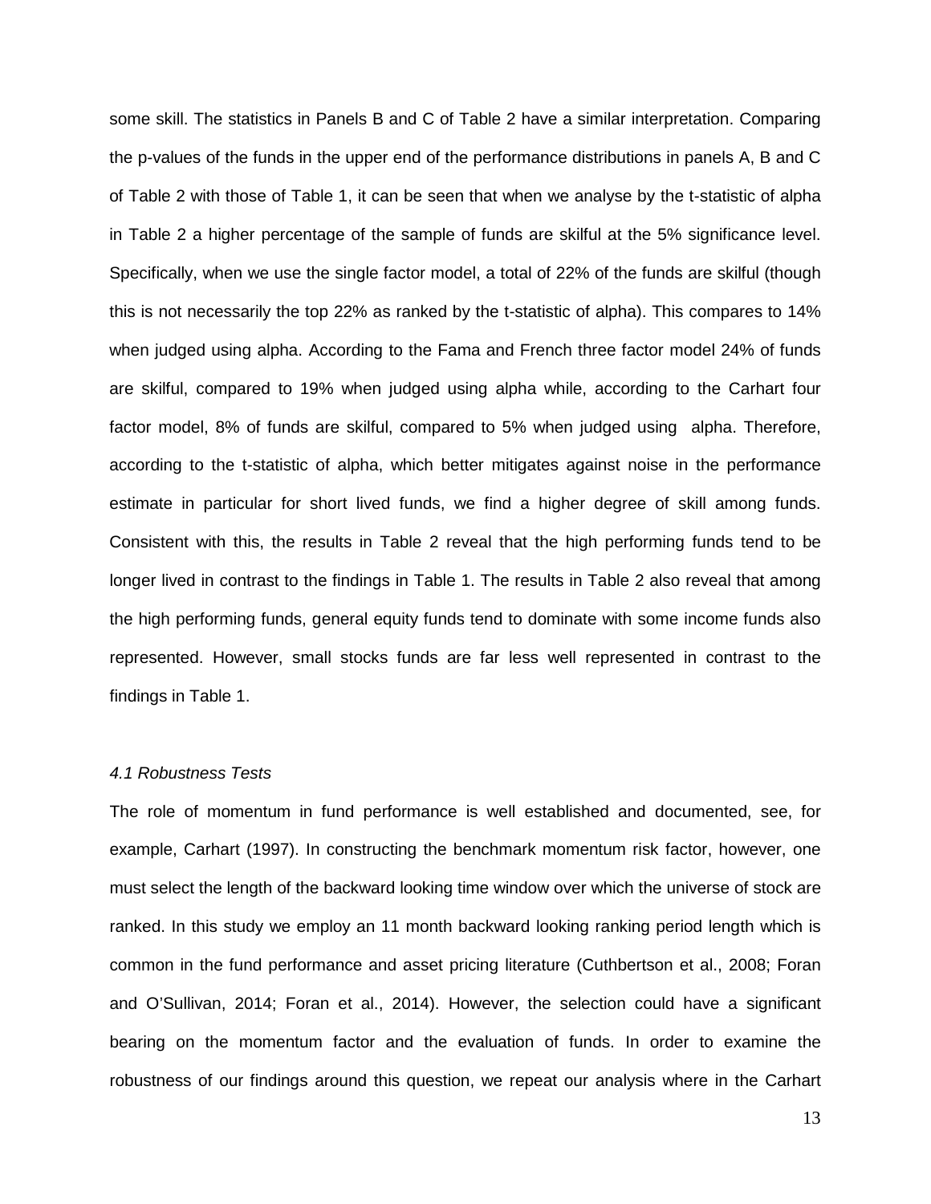some skill. The statistics in Panels B and C of Table 2 have a similar interpretation. Comparing the p-values of the funds in the upper end of the performance distributions in panels A, B and C of Table 2 with those of Table 1, it can be seen that when we analyse by the t-statistic of alpha in Table 2 a higher percentage of the sample of funds are skilful at the 5% significance level. Specifically, when we use the single factor model, a total of 22% of the funds are skilful (though this is not necessarily the top 22% as ranked by the t-statistic of alpha). This compares to 14% when judged using alpha. According to the Fama and French three factor model 24% of funds are skilful, compared to 19% when judged using alpha while, according to the Carhart four factor model, 8% of funds are skilful, compared to 5% when judged using alpha. Therefore, according to the t-statistic of alpha, which better mitigates against noise in the performance estimate in particular for short lived funds, we find a higher degree of skill among funds. Consistent with this, the results in Table 2 reveal that the high performing funds tend to be longer lived in contrast to the findings in Table 1. The results in Table 2 also reveal that among the high performing funds, general equity funds tend to dominate with some income funds also represented. However, small stocks funds are far less well represented in contrast to the findings in Table 1.

### *4.1 Robustness Tests*

The role of momentum in fund performance is well established and documented, see, for example, Carhart (1997). In constructing the benchmark momentum risk factor, however, one must select the length of the backward looking time window over which the universe of stock are ranked. In this study we employ an 11 month backward looking ranking period length which is common in the fund performance and asset pricing literature (Cuthbertson et al., 2008; Foran and O'Sullivan, 2014; Foran et al., 2014). However, the selection could have a significant bearing on the momentum factor and the evaluation of funds. In order to examine the robustness of our findings around this question, we repeat our analysis where in the Carhart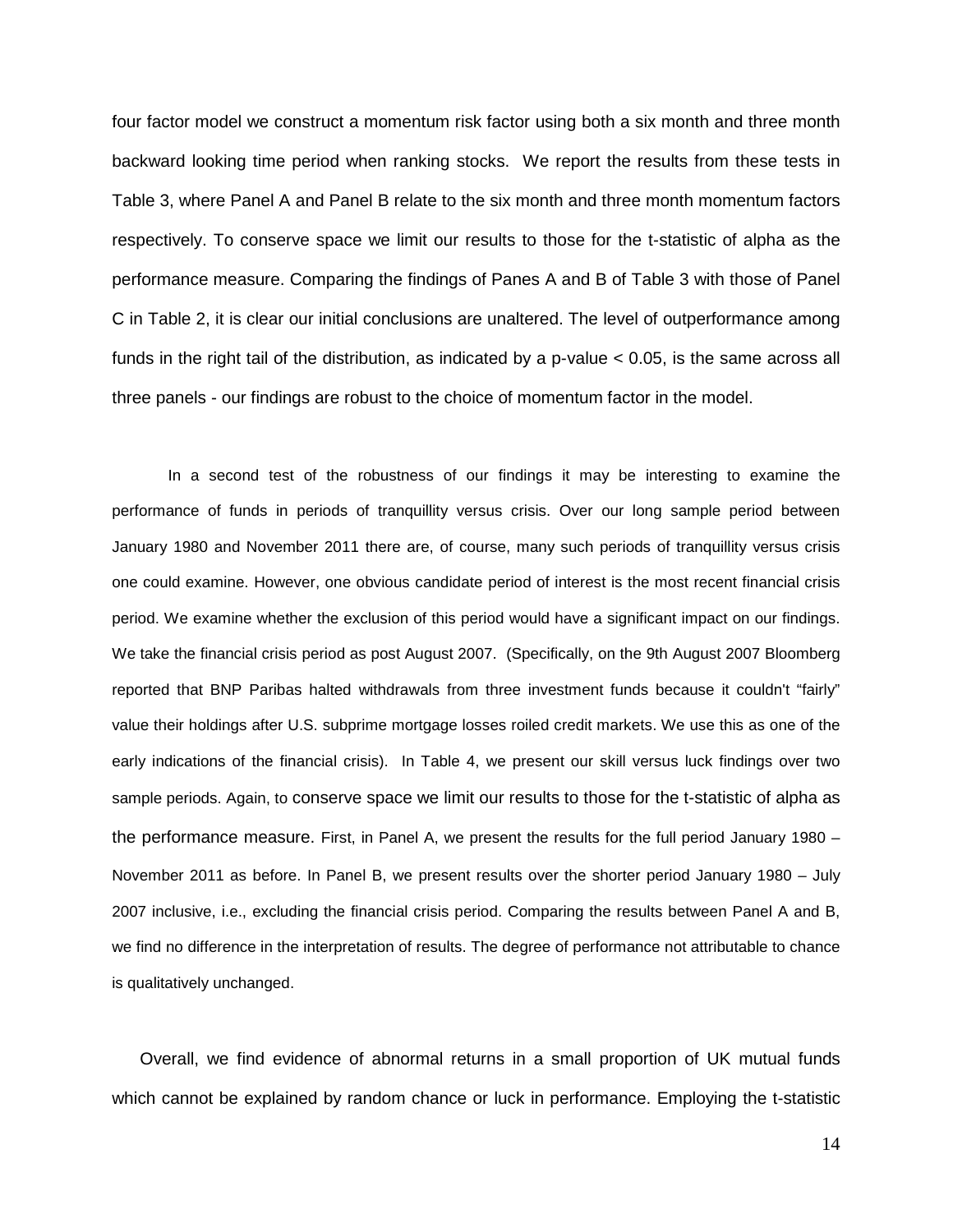four factor model we construct a momentum risk factor using both a six month and three month backward looking time period when ranking stocks. We report the results from these tests in Table 3, where Panel A and Panel B relate to the six month and three month momentum factors respectively. To conserve space we limit our results to those for the t-statistic of alpha as the performance measure. Comparing the findings of Panes A and B of Table 3 with those of Panel C in Table 2, it is clear our initial conclusions are unaltered. The level of outperformance among funds in the right tail of the distribution, as indicated by a p-value $< 0.05$, is the same across all three panels - our findings are robust to the choice of momentum factor in the model.

In a second test of the robustness of our findings it may be interesting to examine the performance of funds in periods of tranquillity versus crisis. Over our long sample period between January 1980 and November 2011 there are, of course, many such periods of tranquillity versus crisis one could examine. However, one obvious candidate period of interest is the most recent financial crisis period. We examine whether the exclusion of this period would have a significant impact on our findings. We take the financial crisis period as post August 2007. (Specifically, on the 9th August 2007 Bloomberg reported that BNP Paribas halted withdrawals from three investment funds because it couldn't "fairly" value their holdings after U.S. subprime mortgage losses roiled credit markets. We use this as one of the early indications of the financial crisis). In Table 4, we present our skill versus luck findings over two sample periods. Again, to conserve space we limit our results to those for the t-statistic of alpha as the performance measure. First, in Panel A, we present the results for the full period January 1980 – November 2011 as before. In Panel B, we present results over the shorter period January 1980 – July 2007 inclusive, i.e., excluding the financial crisis period. Comparing the results between Panel A and B, we find no difference in the interpretation of results. The degree of performance not attributable to chance is qualitatively unchanged.

Overall, we find evidence of abnormal returns in a small proportion of UK mutual funds which cannot be explained by random chance or luck in performance. Employing the t-statistic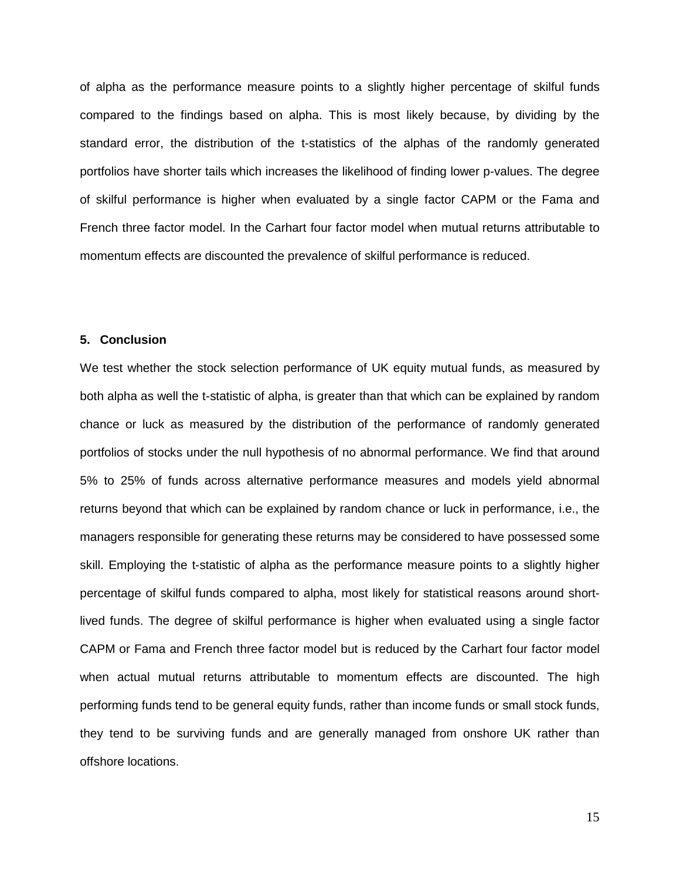of alpha as the performance measure points to a slightly higher percentage of skilful funds compared to the findings based on alpha. This is most likely because, by dividing by the standard error, the distribution of the t-statistics of the alphas of the randomly generated portfolios have shorter tails which increases the likelihood of finding lower p-values. The degree of skilful performance is higher when evaluated by a single factor CAPM or the Fama and French three factor model. In the Carhart four factor model when mutual returns attributable to momentum effects are discounted the prevalence of skilful performance is reduced.

## 5. Conclusion

We test whether the stock selection performance of UK equity mutual funds, as measured by both alpha as well the t-statistic of alpha, is greater than that which can be explained by random chance or luck as measured by the distribution of the performance of randomly generated portfolios of stocks under the null hypothesis of no abnormal performance. We find that around 5% to 25% of funds across alternative performance measures and models yield abnormal returns beyond that which can be explained by random chance or luck in performance, i.e., the managers responsible for generating these returns may be considered to have possessed some skill. Employing the t-statistic of alpha as the performance measure points to a slightly higher percentage of skilful funds compared to alpha, most likely for statistical reasons around short-lived funds. The degree of skilful performance is higher when evaluated using a single factor CAPM or Fama and French three factor model but is reduced by the Carhart four factor model when actual mutual returns attributable to momentum effects are discounted. The high performing funds tend to be general equity funds, rather than income funds or small stock funds, they tend to be surviving funds and are generally managed from onshore UK rather than offshore locations.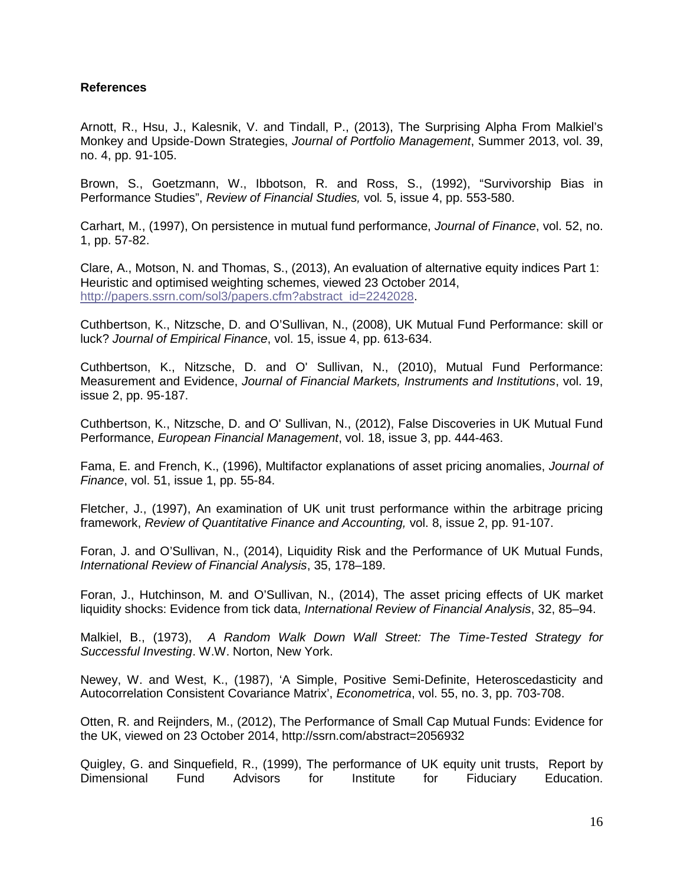**References**

Arnott, R., Hsu, J., Kalesnik, V. and Tindall, P., (2013), The Surprising Alpha From Malkiel's Monkey and Upside-Down Strategies, *Journal of Portfolio Management*, Summer 2013, vol. 39, no. 4, pp. 91-105.

Brown, S., Goetzmann, W., Ibbotson, R. and Ross, S., (1992), "Survivorship Bias in Performance Studies", *Review of Financial Studies,* vol*.* 5, issue 4, pp. 553-580.

Carhart, M., (1997), On persistence in mutual fund performance, *Journal of Finance*, vol. 52, no. 1, pp. 57-82.

Clare, A., Motson, N. and Thomas, S., (2013), An evaluation of alternative equity indices Part 1: Heuristic and optimised weighting schemes, viewed 23 October 2014, http://papers.ssrn.com/sol3/papers.cfm?abstract_id=2242028.

Cuthbertson, K., Nitzsche, D. and O'Sullivan, N., (2008), UK Mutual Fund Performance: skill or luck? *Journal of Empirical Finance*, vol. 15, issue 4, pp. 613-634.

Cuthbertson, K., Nitzsche, D. and O' Sullivan, N., (2010), Mutual Fund Performance: Measurement and Evidence, *Journal of Financial Markets, Instruments and Institutions*, vol. 19, issue 2, pp. 95-187.

Cuthbertson, K., Nitzsche, D. and O' Sullivan, N., (2012), False Discoveries in UK Mutual Fund Performance, *European Financial Management*, vol. 18, issue 3, pp. 444-463.

Fama, E. and French, K., (1996), Multifactor explanations of asset pricing anomalies, *Journal of Finance*, vol. 51, issue 1, pp. 55-84.

Fletcher, J., (1997), An examination of UK unit trust performance within the arbitrage pricing framework, *Review of Quantitative Finance and Accounting,* vol. 8, issue 2, pp. 91-107.

Foran, J. and O'Sullivan, N., (2014), Liquidity Risk and the Performance of UK Mutual Funds, *International Review of Financial Analysis*, 35, 178–189.

Foran, J., Hutchinson, M. and O'Sullivan, N., (2014), The asset pricing effects of UK market liquidity shocks: Evidence from tick data, *International Review of Financial Analysis*, 32, 85–94.

Malkiel, B., (1973), *A Random Walk Down Wall Street: The Time-Tested Strategy for Successful Investing*. W.W. Norton, New York.

Newey, W. and West, K., (1987), 'A Simple, Positive Semi-Definite, Heteroscedasticity and Autocorrelation Consistent Covariance Matrix', *Econometrica*, vol. 55, no. 3, pp. 703-708.

Otten, R. and Reijnders, M., (2012), The Performance of Small Cap Mutual Funds: Evidence for the UK, viewed on 23 October 2014, http://ssrn.com/abstract=2056932

Quigley, G. and Sinquefield, R., (1999), The performance of UK equity unit trusts, Report by Dimensional Fund Advisors for Institute for Fiduciary Education.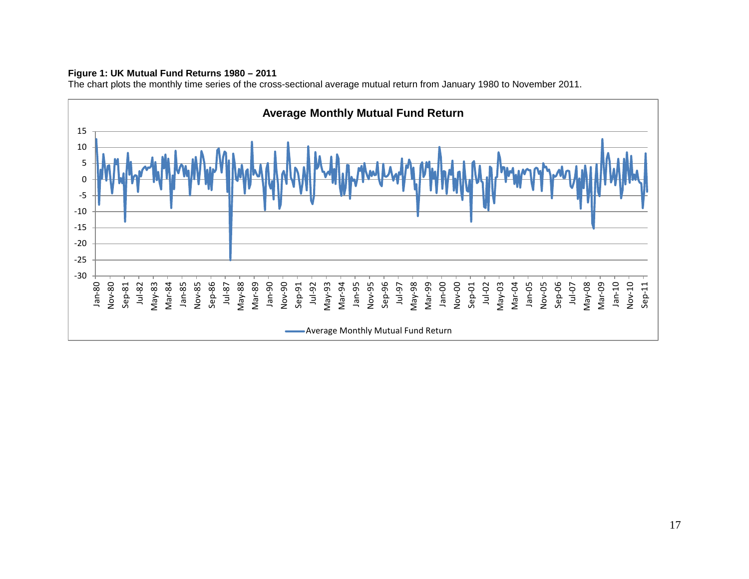**Figure 1: UK Mutual Fund Returns 1980 – 2011**

The chart plots the monthly time series of the cross-sectional average mutual return from January 1980 to November 2011.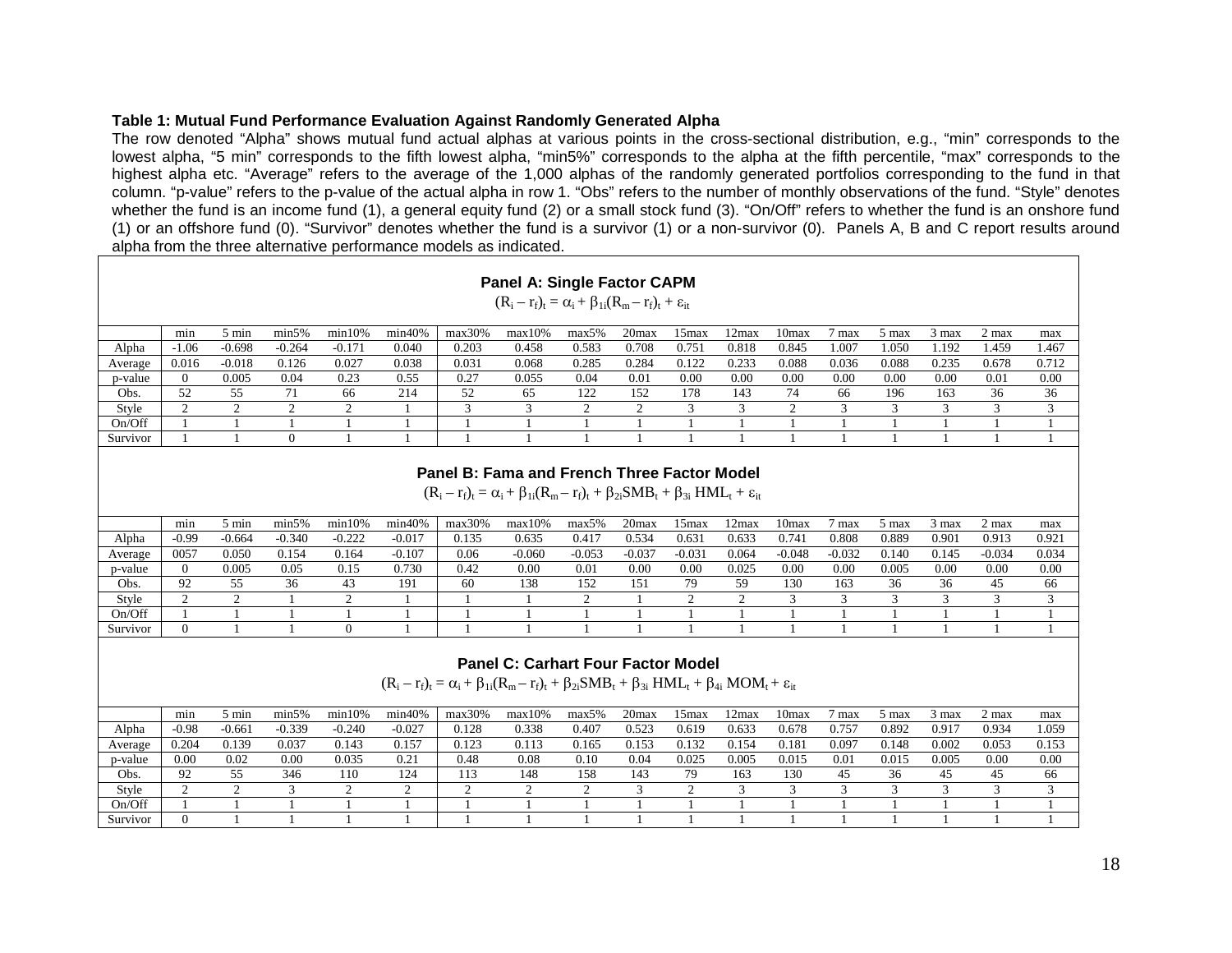**Table 1: Mutual Fund Performance Evaluation Against Randomly Generated Alpha**

The row denoted "Alpha" shows mutual fund actual alphas at various points in the cross-sectional distribution, e.g., "min" corresponds to the lowest alpha, "5 min" corresponds to the fifth lowest alpha, "min5%" corresponds to the alpha at the fifth percentile, "max" corresponds to the highest alpha etc. "Average" refers to the average of the 1,000 alphas of the randomly generated portfolios corresponding to the fund in that column. "p-value" refers to the p-value of the actual alpha in row 1. "Obs" refers to the number of monthly observations of the fund. "Style" denotes whether the fund is an income fund (1), a general equity fund (2) or a small stock fund (3). "On/Off" refers to whether the fund is an onshore fund (1) or an offshore fund (0). "Survivor" denotes whether the fund is a survivor (1) or a non-survivor (0). Panels A, B and C report results around alpha from the three alternative performance models as indicated.

**Panel A: Single Factor CAPM**

$$(R_i - r_f)_t = \alpha_i + \beta_{1i}(R_m - r_f)_t + \varepsilon_{it}$$

| | min | 5 min | min5% | min10% | min40% | max30% | max10% | max5% | 20max | 15max | 12max | 10max | 7 max | 5 max | 3 max | 2 max | max |
|---|---|---|---|---|---|---|---|---|---|---|---|---|---|---|---|---|---|
| Alpha | -1.06 | -0.698 | -0.264 | -0.171 | 0.040 | 0.203 | 0.458 | 0.583 | 0.708 | 0.751 | 0.818 | 0.845 | 1.007 | 1.050 | 1.192 | 1.459 | 1.467 |
| Average | 0.016 | -0.018 | 0.126 | 0.027 | 0.038 | 0.031 | 0.068 | 0.285 | 0.284 | 0.122 | 0.233 | 0.088 | 0.036 | 0.088 | 0.235 | 0.678 | 0.712 |
| p-value | 0 | 0.005 | 0.04 | 0.23 | 0.55 | 0.27 | 0.055 | 0.04 | 0.01 | 0.00 | 0.00 | 0.00 | 0.00 | 0.00 | 0.00 | 0.01 | 0.00 |
| Obs. | 52 | 55 | 71 | 66 | 214 | 52 | 65 | 122 | 152 | 178 | 143 | 74 | 66 | 196 | 163 | 36 | 36 |
| Style | 2 | 2 | 2 | 2 | 1 | 3 | 3 | 2 | 2 | 3 | 3 | 2 | 3 | 3 | 3 | 3 | 3 |
| On/Off | 1 | 1 | 1 | 1 | 1 | 1 | 1 | 1 | 1 | 1 | 1 | 1 | 1 | 1 | 1 | 1 | 1 |
| Survivor | 1 | 1 | 0 | 1 | 1 | 1 | 1 | 1 | 1 | 1 | 1 | 1 | 1 | 1 | 1 | 1 | 1 |

**Panel B: Fama and French Three Factor Model**

$$(R_i - r_f)_t = \alpha_i + \beta_{1i}(R_m - r_f)_t + \beta_{2i}SMB_t + \beta_{3i}\,HML_t + \varepsilon_{it}$$

| | min | 5 min | min5% | min10% | min40% | max30% | max10% | max5% | 20max | 15max | 12max | 10max | 7 max | 5 max | 3 max | 2 max | max |
|---|---|---|---|---|---|---|---|---|---|---|---|---|---|---|---|---|---|
| Alpha | -0.99 | -0.664 | -0.340 | -0.222 | -0.017 | 0.135 | 0.635 | 0.417 | 0.534 | 0.631 | 0.633 | 0.741 | 0.808 | 0.889 | 0.901 | 0.913 | 0.921 |
| Average | 0057 | 0.050 | 0.154 | 0.164 | -0.107 | 0.06 | -0.060 | -0.053 | -0.037 | -0.031 | 0.064 | -0.048 | -0.032 | 0.140 | 0.145 | -0.034 | 0.034 |
| p-value | 0 | 0.005 | 0.05 | 0.15 | 0.730 | 0.42 | 0.00 | 0.01 | 0.00 | 0.00 | 0.025 | 0.00 | 0.00 | 0.005 | 0.00 | 0.00 | 0.00 |
| Obs. | 92 | 55 | 36 | 43 | 191 | 60 | 138 | 152 | 151 | 79 | 59 | 130 | 163 | 36 | 36 | 45 | 66 |
| Style | 2 | 2 | 1 | 2 | 1 | 1 | 1 | 2 | 1 | 2 | 2 | 3 | 3 | 3 | 3 | 3 | 3 |
| On/Off | 1 | 1 | 1 | 1 | 1 | 1 | 1 | 1 | 1 | 1 | 1 | 1 | 1 | 1 | 1 | 1 | 1 |
| Survivor | 0 | 1 | 1 | 0 | 1 | 1 | 1 | 1 | 1 | 1 | 1 | 1 | 1 | 1 | 1 | 1 | 1 |

**Panel C: Carhart Four Factor Model**

$$(R_i - r_f)_t = \alpha_i + \beta_{1i}(R_m - r_f)_t + \beta_{2i}SMB_t + \beta_{3i}\,HML_t + \beta_{4i}\,MOM_t + \varepsilon_{it}$$

| | min | 5 min | min5% | min10% | min40% | max30% | max10% | max5% | 20max | 15max | 12max | 10max | 7 max | 5 max | 3 max | 2 max | max |
|---|---|---|---|---|---|---|---|---|---|---|---|---|---|---|---|---|---|
| Alpha | -0.98 | -0.661 | -0.339 | -0.240 | -0.027 | 0.128 | 0.338 | 0.407 | 0.523 | 0.619 | 0.633 | 0.678 | 0.757 | 0.892 | 0.917 | 0.934 | 1.059 |
| Average | 0.204 | 0.139 | 0.037 | 0.143 | 0.157 | 0.123 | 0.113 | 0.165 | 0.153 | 0.132 | 0.154 | 0.181 | 0.097 | 0.148 | 0.002 | 0.053 | 0.153 |
| p-value | 0.00 | 0.02 | 0.00 | 0.035 | 0.21 | 0.48 | 0.08 | 0.10 | 0.04 | 0.025 | 0.005 | 0.015 | 0.01 | 0.015 | 0.005 | 0.00 | 0.00 |
| Obs. | 92 | 55 | 346 | 110 | 124 | 113 | 148 | 158 | 143 | 79 | 163 | 130 | 45 | 36 | 45 | 45 | 66 |
| Style | 2 | 2 | 3 | 2 | 2 | 2 | 2 | 2 | 3 | 2 | 3 | 3 | 3 | 3 | 3 | 3 | 3 |
| On/Off | 1 | 1 | 1 | 1 | 1 | 1 | 1 | 1 | 1 | 1 | 1 | 1 | 1 | 1 | 1 | 1 | 1 |
| Survivor | 0 | 1 | 1 | 1 | 1 | 1 | 1 | 1 | 1 | 1 | 1 | 1 | 1 | 1 | 1 | 1 | 1 |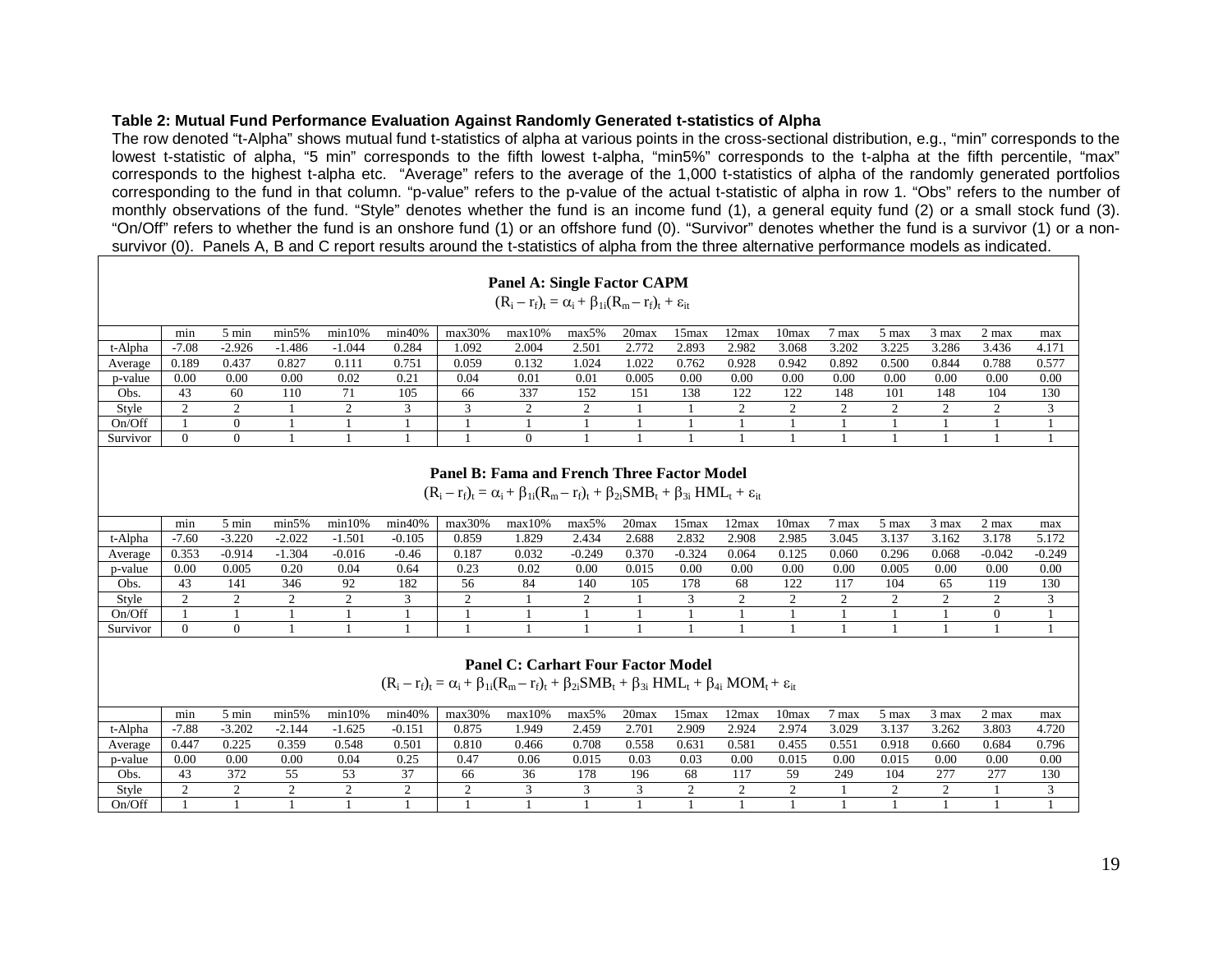**Table 2: Mutual Fund Performance Evaluation Against Randomly Generated t-statistics of Alpha**

The row denoted "t-Alpha" shows mutual fund t-statistics of alpha at various points in the cross-sectional distribution, e.g., "min" corresponds to the lowest t-statistic of alpha, "5 min" corresponds to the fifth lowest t-alpha, "min5%" corresponds to the t-alpha at the fifth percentile, "max" corresponds to the highest t-alpha etc. "Average" refers to the average of the 1,000 t-statistics of alpha of the randomly generated portfolios corresponding to the fund in that column. "p-value" refers to the p-value of the actual t-statistic of alpha in row 1. "Obs" refers to the number of monthly observations of the fund. "Style" denotes whether the fund is an income fund (1), a general equity fund (2) or a small stock fund (3). "On/Off" refers to whether the fund is an onshore fund (1) or an offshore fund (0). "Survivor" denotes whether the fund is a survivor (1) or a non-survivor (0). Panels A, B and C report results around the t-statistics of alpha from the three alternative performance models as indicated.

**Panel A: Single Factor CAPM**

$$(R_i - r_f)_t = \alpha_i + \beta_{1i}(R_m - r_f)_t + \varepsilon_{it}$$

| | min | 5 min | min5% | min10% | min40% | max30% | max10% | max5% | 20max | 15max | 12max | 10max | 7 max | 5 max | 3 max | 2 max | max |
|---|---|---|---|---|---|---|---|---|---|---|---|---|---|---|---|---|---|
| t-Alpha | -7.08 | -2.926 | -1.486 | -1.044 | 0.284 | 1.092 | 2.004 | 2.501 | 2.772 | 2.893 | 2.982 | 3.068 | 3.202 | 3.225 | 3.286 | 3.436 | 4.171 |
| Average | 0.189 | 0.437 | 0.827 | 0.111 | 0.751 | 0.059 | 0.132 | 1.024 | 1.022 | 0.762 | 0.928 | 0.942 | 0.892 | 0.500 | 0.844 | 0.788 | 0.577 |
| p-value | 0.00 | 0.00 | 0.00 | 0.02 | 0.21 | 0.04 | 0.01 | 0.01 | 0.005 | 0.00 | 0.00 | 0.00 | 0.00 | 0.00 | 0.00 | 0.00 | 0.00 |
| Obs. | 43 | 60 | 110 | 71 | 105 | 66 | 337 | 152 | 151 | 138 | 122 | 122 | 148 | 101 | 148 | 104 | 130 |
| Style | 2 | 2 | 1 | 2 | 3 | 3 | 2 | 2 | 1 | 1 | 2 | 2 | 2 | 2 | 2 | 2 | 3 |
| On/Off | 1 | 0 | 1 | 1 | 1 | 1 | 1 | 1 | 1 | 1 | 1 | 1 | 1 | 1 | 1 | 1 | 1 |
| Survivor | 0 | 0 | 1 | 1 | 1 | 1 | 0 | 1 | 1 | 1 | 1 | 1 | 1 | 1 | 1 | 1 | 1 |

**Panel B: Fama and French Three Factor Model**

$$(R_i - r_f)_t = \alpha_i + \beta_{1i}(R_m - r_f)_t + \beta_{2i}SMB_t + \beta_{3i}\ HML_t + \varepsilon_{it}$$

| | min | 5 min | min5% | min10% | min40% | max30% | max10% | max5% | 20max | 15max | 12max | 10max | 7 max | 5 max | 3 max | 2 max | max |
|---|---|---|---|---|---|---|---|---|---|---|---|---|---|---|---|---|---|
| t-Alpha | -7.60 | -3.220 | -2.022 | -1.501 | -0.105 | 0.859 | 1.829 | 2.434 | 2.688 | 2.832 | 2.908 | 2.985 | 3.045 | 3.137 | 3.162 | 3.178 | 5.172 |
| Average | 0.353 | -0.914 | -1.304 | -0.016 | -0.46 | 0.187 | 0.032 | -0.249 | 0.370 | -0.324 | 0.064 | 0.125 | 0.060 | 0.296 | 0.068 | -0.042 | -0.249 |
| p-value | 0.00 | 0.005 | 0.20 | 0.04 | 0.64 | 0.23 | 0.02 | 0.00 | 0.015 | 0.00 | 0.00 | 0.00 | 0.00 | 0.005 | 0.00 | 0.00 | 0.00 |
| Obs. | 43 | 141 | 346 | 92 | 182 | 56 | 84 | 140 | 105 | 178 | 68 | 122 | 117 | 104 | 65 | 119 | 130 |
| Style | 2 | 2 | 2 | 2 | 3 | 2 | 1 | 2 | 1 | 3 | 2 | 2 | 2 | 2 | 2 | 2 | 3 |
| On/Off | 1 | 1 | 1 | 1 | 1 | 1 | 1 | 1 | 1 | 1 | 1 | 1 | 1 | 1 | 1 | 0 | 1 |
| Survivor | 0 | 0 | 1 | 1 | 1 | 1 | 1 | 1 | 1 | 1 | 1 | 1 | 1 | 1 | 1 | 1 | 1 |

**Panel C: Carhart Four Factor Model**

$$(R_i - r_f)_t = \alpha_i + \beta_{1i}(R_m - r_f)_t + \beta_{2i}SMB_t + \beta_{3i}\ HML_t + \beta_{4i}\ MOM_t + \varepsilon_{it}$$

| | min | 5 min | min5% | min10% | min40% | max30% | max10% | max5% | 20max | 15max | 12max | 10max | 7 max | 5 max | 3 max | 2 max | max |
|---|---|---|---|---|---|---|---|---|---|---|---|---|---|---|---|---|---|
| t-Alpha | -7.88 | -3.202 | -2.144 | -1.625 | -0.151 | 0.875 | 1.949 | 2.459 | 2.701 | 2.909 | 2.924 | 2.974 | 3.029 | 3.137 | 3.262 | 3.803 | 4.720 |
| Average | 0.447 | 0.225 | 0.359 | 0.548 | 0.501 | 0.810 | 0.466 | 0.708 | 0.558 | 0.631 | 0.581 | 0.455 | 0.551 | 0.918 | 0.660 | 0.684 | 0.796 |
| p-value | 0.00 | 0.00 | 0.00 | 0.04 | 0.25 | 0.47 | 0.06 | 0.015 | 0.03 | 0.03 | 0.00 | 0.015 | 0.00 | 0.015 | 0.00 | 0.00 | 0.00 |
| Obs. | 43 | 372 | 55 | 53 | 37 | 66 | 36 | 178 | 196 | 68 | 117 | 59 | 249 | 104 | 277 | 277 | 130 |
| Style | 2 | 2 | 2 | 2 | 2 | 2 | 3 | 3 | 3 | 2 | 2 | 2 | 1 | 2 | 2 | 1 | 3 |
| On/Off | 1 | 1 | 1 | 1 | 1 | 1 | 1 | 1 | 1 | 1 | 1 | 1 | 1 | 1 | 1 | 1 | 1 |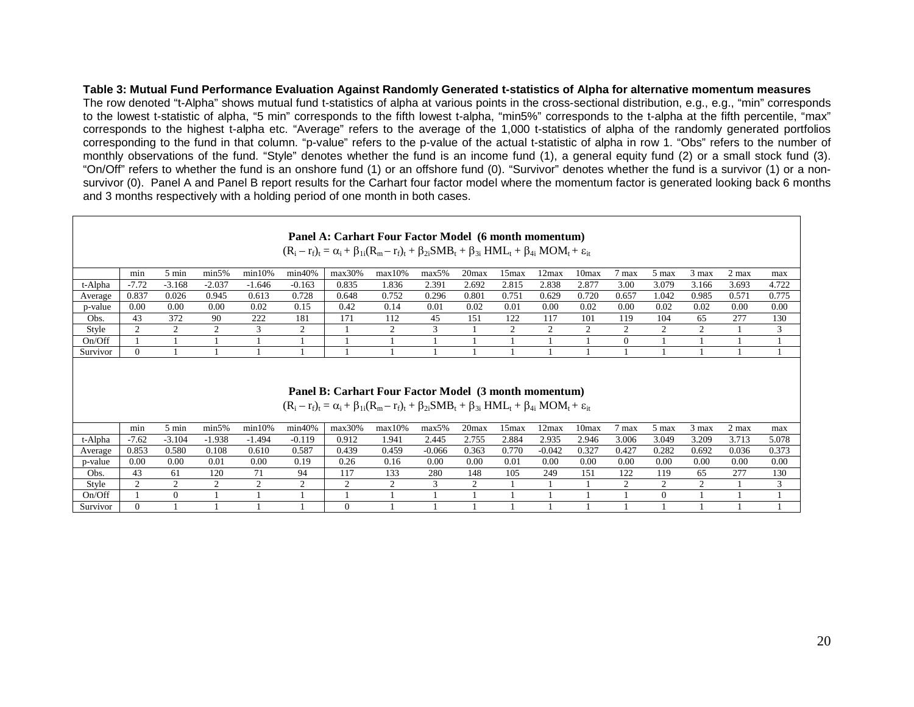**Table 3: Mutual Fund Performance Evaluation Against Randomly Generated t-statistics of Alpha for alternative momentum measures**

The row denoted "t-Alpha" shows mutual fund t-statistics of alpha at various points in the cross-sectional distribution, e.g., e.g., "min" corresponds to the lowest t-statistic of alpha, "5 min" corresponds to the fifth lowest t-alpha, "min5%" corresponds to the t-alpha at the fifth percentile, "max" corresponds to the highest t-alpha etc. "Average" refers to the average of the 1,000 t-statistics of alpha of the randomly generated portfolios corresponding to the fund in that column. "p-value" refers to the p-value of the actual t-statistic of alpha in row 1. "Obs" refers to the number of monthly observations of the fund. "Style" denotes whether the fund is an income fund (1), a general equity fund (2) or a small stock fund (3). "On/Off" refers to whether the fund is an onshore fund (1) or an offshore fund (0). "Survivor" denotes whether the fund is a survivor (1) or a non-survivor (0). Panel A and Panel B report results for the Carhart four factor model where the momentum factor is generated looking back 6 months and 3 months respectively with a holding period of one month in both cases.

**Panel A: Carhart Four Factor Model (6 month momentum)**

$$(R_i - r_f)_t = \alpha_i + \beta_{1i}(R_m - r_f)_t + \beta_{2i}SMB_t + \beta_{3i}\ HML_t + \beta_{4i}\ MOM_t + \varepsilon_{it}$$

| | min | 5 min | min5% | min10% | min40% | max30% | max10% | max5% | 20max | 15max | 12max | 10max | 7 max | 5 max | 3 max | 2 max | max |
|---|---|---|---|---|---|---|---|---|---|---|---|---|---|---|---|---|---|
| t-Alpha | -7.72 | -3.168 | -2.037 | -1.646 | -0.163 | 0.835 | 1.836 | 2.391 | 2.692 | 2.815 | 2.838 | 2.877 | 3.00 | 3.079 | 3.166 | 3.693 | 4.722 |
| Average | 0.837 | 0.026 | 0.945 | 0.613 | 0.728 | 0.648 | 0.752 | 0.296 | 0.801 | 0.751 | 0.629 | 0.720 | 0.657 | 1.042 | 0.985 | 0.571 | 0.775 |
| p-value | 0.00 | 0.00 | 0.00 | 0.02 | 0.15 | 0.42 | 0.14 | 0.01 | 0.02 | 0.01 | 0.00 | 0.02 | 0.00 | 0.02 | 0.02 | 0.00 | 0.00 |
| Obs. | 43 | 372 | 90 | 222 | 181 | 171 | 112 | 45 | 151 | 122 | 117 | 101 | 119 | 104 | 65 | 277 | 130 |
| Style | 2 | 2 | 2 | 3 | 2 | 1 | 2 | 3 | 1 | 2 | 2 | 2 | 2 | 2 | 2 | 1 | 3 |
| On/Off | 1 | 1 | 1 | 1 | 1 | 1 | 1 | 1 | 1 | 1 | 1 | 1 | 0 | 1 | 1 | 1 | 1 |
| Survivor | 0 | 1 | 1 | 1 | 1 | 1 | 1 | 1 | 1 | 1 | 1 | 1 | 1 | 1 | 1 | 1 | 1 |

**Panel B: Carhart Four Factor Model (3 month momentum)**

$$(R_i - r_f)_t = \alpha_i + \beta_{1i}(R_m - r_f)_t + \beta_{2i}SMB_t + \beta_{3i}\ HML_t + \beta_{4i}\ MOM_t + \varepsilon_{it}$$

| | min | 5 min | min5% | min10% | min40% | max30% | max10% | max5% | 20max | 15max | 12max | 10max | 7 max | 5 max | 3 max | 2 max | max |
|---|---|---|---|---|---|---|---|---|---|---|---|---|---|---|---|---|---|
| t-Alpha | -7.62 | -3.104 | -1.938 | -1.494 | -0.119 | 0.912 | 1.941 | 2.445 | 2.755 | 2.884 | 2.935 | 2.946 | 3.006 | 3.049 | 3.209 | 3.713 | 5.078 |
| Average | 0.853 | 0.580 | 0.108 | 0.610 | 0.587 | 0.439 | 0.459 | -0.066 | 0.363 | 0.770 | -0.042 | 0.327 | 0.427 | 0.282 | 0.692 | 0.036 | 0.373 |
| p-value | 0.00 | 0.00 | 0.01 | 0.00 | 0.19 | 0.26 | 0.16 | 0.00 | 0.00 | 0.01 | 0.00 | 0.00 | 0.00 | 0.00 | 0.00 | 0.00 | 0.00 |
| Obs. | 43 | 61 | 120 | 71 | 94 | 117 | 133 | 280 | 148 | 105 | 249 | 151 | 122 | 119 | 65 | 277 | 130 |
| Style | 2 | 2 | 2 | 2 | 2 | 2 | 2 | 3 | 2 | 1 | 1 | 1 | 2 | 2 | 2 | 1 | 3 |
| On/Off | 1 | 0 | 1 | 1 | 1 | 1 | 1 | 1 | 1 | 1 | 1 | 1 | 1 | 0 | 1 | 1 | 1 |
| Survivor | 0 | 1 | 1 | 1 | 1 | 0 | 1 | 1 | 1 | 1 | 1 | 1 | 1 | 1 | 1 | 1 | 1 |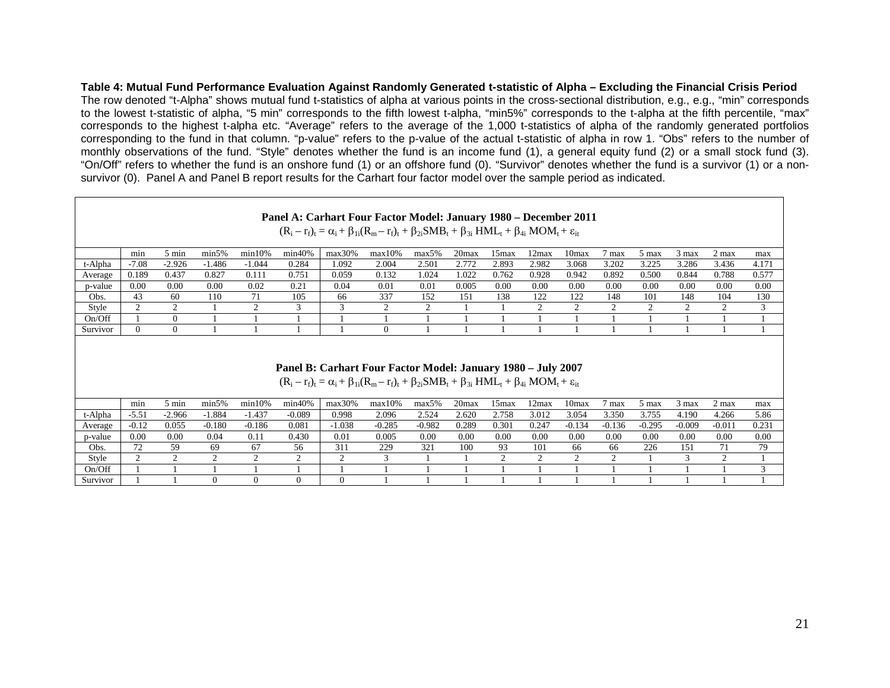**Table 4: Mutual Fund Performance Evaluation Against Randomly Generated t-statistic of Alpha – Excluding the Financial Crisis Period**
The row denoted "t-Alpha" shows mutual fund t-statistics of alpha at various points in the cross-sectional distribution, e.g., e.g., "min" corresponds to the lowest t-statistic of alpha, "5 min" corresponds to the fifth lowest t-alpha, "min5%" corresponds to the t-alpha at the fifth percentile, "max" corresponds to the highest t-alpha etc. "Average" refers to the average of the 1,000 t-statistics of alpha of the randomly generated portfolios corresponding to the fund in that column. "p-value" refers to the p-value of the actual t-statistic of alpha in row 1. "Obs" refers to the number of monthly observations of the fund. "Style" denotes whether the fund is an income fund (1), a general equity fund (2) or a small stock fund (3). "On/Off" refers to whether the fund is an onshore fund (1) or an offshore fund (0). "Survivor" denotes whether the fund is a survivor (1) or a non-survivor (0). Panel A and Panel B report results for the Carhart four factor model over the sample period as indicated.

**Panel A: Carhart Four Factor Model: January 1980 – December 2011**

$$(R_i - r_f)_t = \alpha_i + \beta_{1i}(R_m - r_f)_t + \beta_{2i}SMB_t + \beta_{3i}\,HML_t + \beta_{4i}\,MOM_t + \varepsilon_{it}$$

| | min | 5 min | min5% | min10% | min40% | max30% | max10% | max5% | 20max | 15max | 12max | 10max | 7 max | 5 max | 3 max | 2 max | max |
|---|---|---|---|---|---|---|---|---|---|---|---|---|---|---|---|---|---|
| t-Alpha | -7.08 | -2.926 | -1.486 | -1.044 | 0.284 | 1.092 | 2.004 | 2.501 | 2.772 | 2.893 | 2.982 | 3.068 | 3.202 | 3.225 | 3.286 | 3.436 | 4.171 |
| Average | 0.189 | 0.437 | 0.827 | 0.111 | 0.751 | 0.059 | 0.132 | 1.024 | 1.022 | 0.762 | 0.928 | 0.942 | 0.892 | 0.500 | 0.844 | 0.788 | 0.577 |
| p-value | 0.00 | 0.00 | 0.00 | 0.02 | 0.21 | 0.04 | 0.01 | 0.01 | 0.005 | 0.00 | 0.00 | 0.00 | 0.00 | 0.00 | 0.00 | 0.00 | 0.00 |
| Obs. | 43 | 60 | 110 | 71 | 105 | 66 | 337 | 152 | 151 | 138 | 122 | 122 | 148 | 101 | 148 | 104 | 130 |
| Style | 2 | 2 | 1 | 2 | 3 | 3 | 2 | 2 | 1 | 1 | 2 | 2 | 2 | 2 | 2 | 2 | 3 |
| On/Off | 1 | 0 | 1 | 1 | 1 | 1 | 1 | 1 | 1 | 1 | 1 | 1 | 1 | 1 | 1 | 1 | 1 |
| Survivor | 0 | 0 | 1 | 1 | 1 | 1 | 0 | 1 | 1 | 1 | 1 | 1 | 1 | 1 | 1 | 1 | 1 |

**Panel B: Carhart Four Factor Model: January 1980 – July 2007**

$$(R_i - r_f)_t = \alpha_i + \beta_{1i}(R_m - r_f)_t + \beta_{2i}SMB_t + \beta_{3i}\,HML_t + \beta_{4i}\,MOM_t + \varepsilon_{it}$$

| | min | 5 min | min5% | min10% | min40% | max30% | max10% | max5% | 20max | 15max | 12max | 10max | 7 max | 5 max | 3 max | 2 max | max |
|---|---|---|---|---|---|---|---|---|---|---|---|---|---|---|---|---|---|
| t-Alpha | -5.51 | -2.966 | -1.884 | -1.437 | -0.089 | 0.998 | 2.096 | 2.524 | 2.620 | 2.758 | 3.012 | 3.054 | 3.350 | 3.755 | 4.190 | 4.266 | 5.86 |
| Average | -0.12 | 0.055 | -0.180 | -0.186 | 0.081 | -1.038 | -0.285 | -0.982 | 0.289 | 0.301 | 0.247 | -0.134 | -0.136 | -0.295 | -0.009 | -0.011 | 0.231 |
| p-value | 0.00 | 0.00 | 0.04 | 0.11 | 0.430 | 0.01 | 0.005 | 0.00 | 0.00 | 0.00 | 0.00 | 0.00 | 0.00 | 0.00 | 0.00 | 0.00 | 0.00 |
| Obs. | 72 | 59 | 69 | 67 | 56 | 311 | 229 | 321 | 100 | 93 | 101 | 66 | 66 | 226 | 151 | 71 | 79 |
| Style | 2 | 2 | 2 | 2 | 2 | 2 | 3 | 1 | 1 | 2 | 2 | 2 | 2 | 1 | 3 | 2 | 1 |
| On/Off | 1 | 1 | 1 | 1 | 1 | 1 | 1 | 1 | 1 | 1 | 1 | 1 | 1 | 1 | 1 | 1 | 3 |
| Survivor | 1 | 1 | 0 | 0 | 0 | 0 | 1 | 1 | 1 | 1 | 1 | 1 | 1 | 1 | 1 | 1 | 1 |